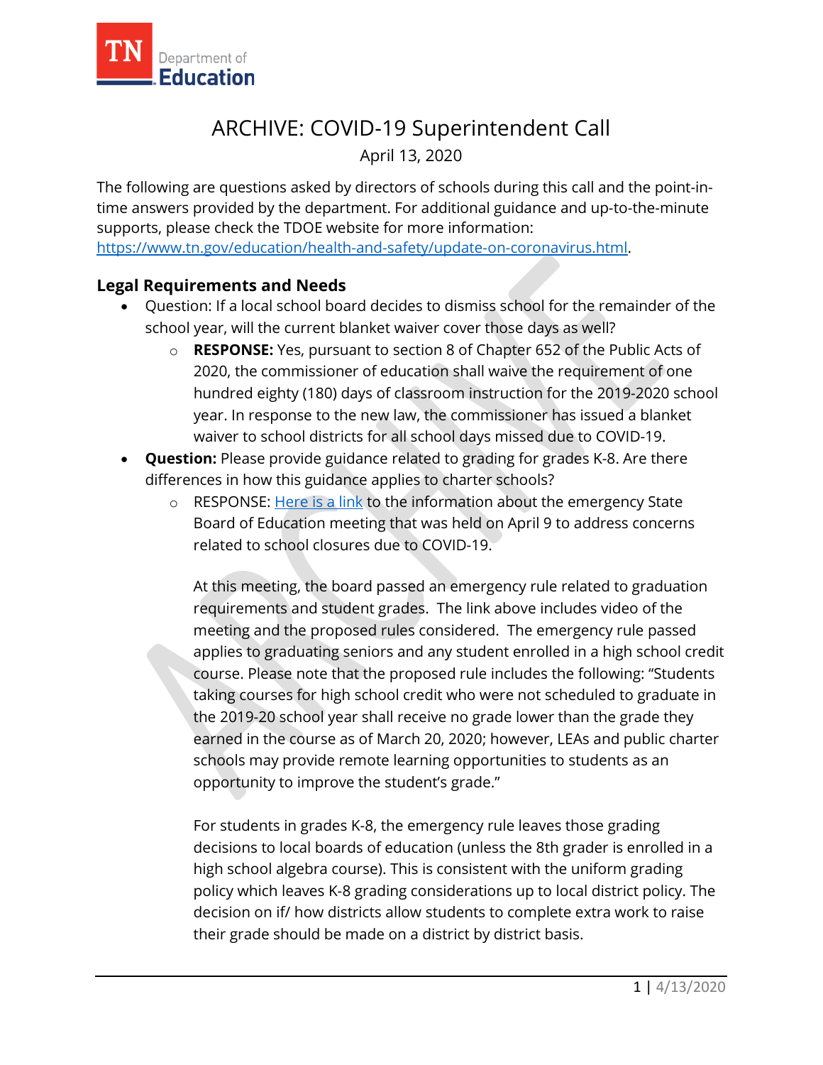# ARCHIVE: COVID-19 Superintendent Call

April 13, 2020

The following are questions asked by directors of schools during this call and the point-in-time answers provided by the department. For additional guidance and up-to-the-minute supports, please check the TDOE website for more information: [https://www.tn.gov/education/health-and-safety/update-on-coronavirus.html](https://www.tn.gov/education/health-and-safety/update-on-coronavirus.html).

## Legal Requirements and Needs

- Question: If a local school board decides to dismiss school for the remainder of the school year, will the current blanket waiver cover those days as well?
  - **RESPONSE:** Yes, pursuant to section 8 of Chapter 652 of the Public Acts of 2020, the commissioner of education shall waive the requirement of one hundred eighty (180) days of classroom instruction for the 2019-2020 school year. In response to the new law, the commissioner has issued a blanket waiver to school districts for all school days missed due to COVID-19.
- **Question:** Please provide guidance related to grading for grades K-8. Are there differences in how this guidance applies to charter schools?
  - RESPONSE: Here is a link to the information about the emergency State Board of Education meeting that was held on April 9 to address concerns related to school closures due to COVID-19.

    At this meeting, the board passed an emergency rule related to graduation requirements and student grades. The link above includes video of the meeting and the proposed rules considered. The emergency rule passed applies to graduating seniors and any student enrolled in a high school credit course. Please note that the proposed rule includes the following: "Students taking courses for high school credit who were not scheduled to graduate in the 2019-20 school year shall receive no grade lower than the grade they earned in the course as of March 20, 2020; however, LEAs and public charter schools may provide remote learning opportunities to students as an opportunity to improve the student's grade."

    For students in grades K-8, the emergency rule leaves those grading decisions to local boards of education (unless the 8th grader is enrolled in a high school algebra course). This is consistent with the uniform grading policy which leaves K-8 grading considerations up to local district policy. The decision on if/ how districts allow students to complete extra work to raise their grade should be made on a district by district basis.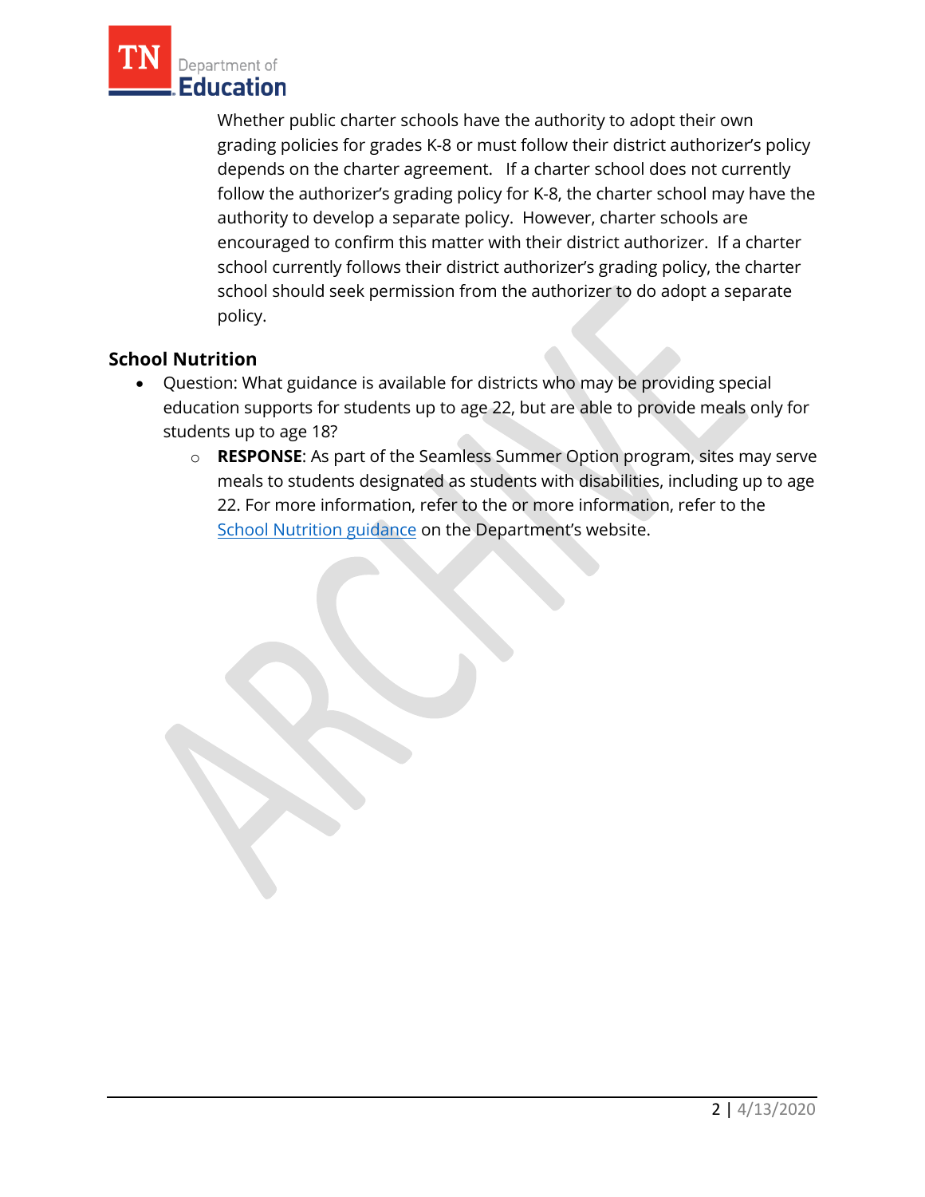Whether public charter schools have the authority to adopt their own grading policies for grades K-8 or must follow their district authorizer's policy depends on the charter agreement. If a charter school does not currently follow the authorizer's grading policy for K-8, the charter school may have the authority to develop a separate policy. However, charter schools are encouraged to confirm this matter with their district authorizer. If a charter school currently follows their district authorizer's grading policy, the charter school should seek permission from the authorizer to do adopt a separate policy.

## School Nutrition

- Question: What guidance is available for districts who may be providing special education supports for students up to age 22, but are able to provide meals only for students up to age 18?
  - **RESPONSE**: As part of the Seamless Summer Option program, sites may serve meals to students designated as students with disabilities, including up to age 22. For more information, refer to the or more information, refer to the School Nutrition guidance on the Department's website.